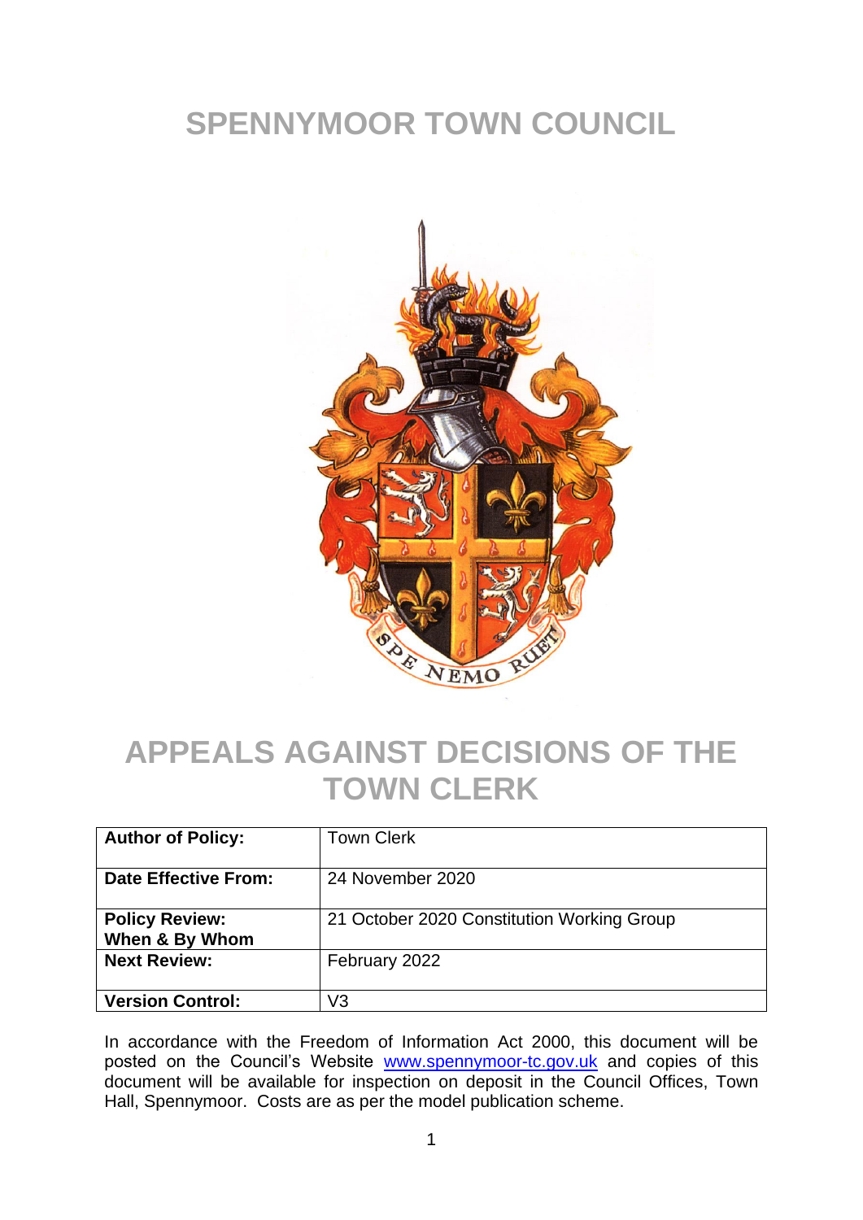# SPENNYMOOR TOWN COUNCIL

# APPEALS AGAINST DECISIONS OF THE TOWN CLERK

| **Author of Policy:** | Town Clerk |
|---|---|
| **Date Effective From:** | 24 November 2020 |
| **Policy Review: When & By Whom** | 21 October 2020 Constitution Working Group |
| **Next Review:** | February 2022 |
| **Version Control:** | V3 |

In accordance with the Freedom of Information Act 2000, this document will be posted on the Council's Website [www.spennymoor-tc.gov.uk](http://www.spennymoor-tc.gov.uk) and copies of this document will be available for inspection on deposit in the Council Offices, Town Hall, Spennymoor. Costs are as per the model publication scheme.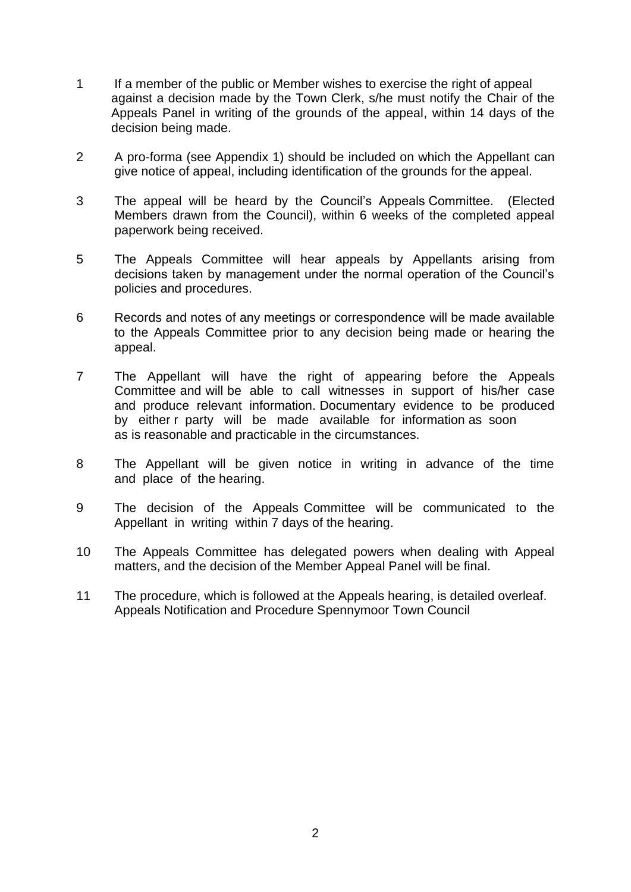1. If a member of the public or Member wishes to exercise the right of appeal against a decision made by the Town Clerk, s/he must notify the Chair of the Appeals Panel in writing of the grounds of the appeal, within 14 days of the decision being made.

2. A pro-forma (see Appendix 1) should be included on which the Appellant can give notice of appeal, including identification of the grounds for the appeal.

3. The appeal will be heard by the Council's Appeals Committee. (Elected Members drawn from the Council), within 6 weeks of the completed appeal paperwork being received.

5. The Appeals Committee will hear appeals by Appellants arising from decisions taken by management under the normal operation of the Council's policies and procedures.

6. Records and notes of any meetings or correspondence will be made available to the Appeals Committee prior to any decision being made or hearing the appeal.

7. The Appellant will have the right of appearing before the Appeals Committee and will be able to call witnesses in support of his/her case and produce relevant information. Documentary evidence to be produced by either r party will be made available for information as soon as is reasonable and practicable in the circumstances.

8. The Appellant will be given notice in writing in advance of the time and place of the hearing.

9. The decision of the Appeals Committee will be communicated to the Appellant in writing within 7 days of the hearing.

10. The Appeals Committee has delegated powers when dealing with Appeal matters, and the decision of the Member Appeal Panel will be final.

11. The procedure, which is followed at the Appeals hearing, is detailed overleaf.

Appeals Notification and Procedure Spennymoor Town Council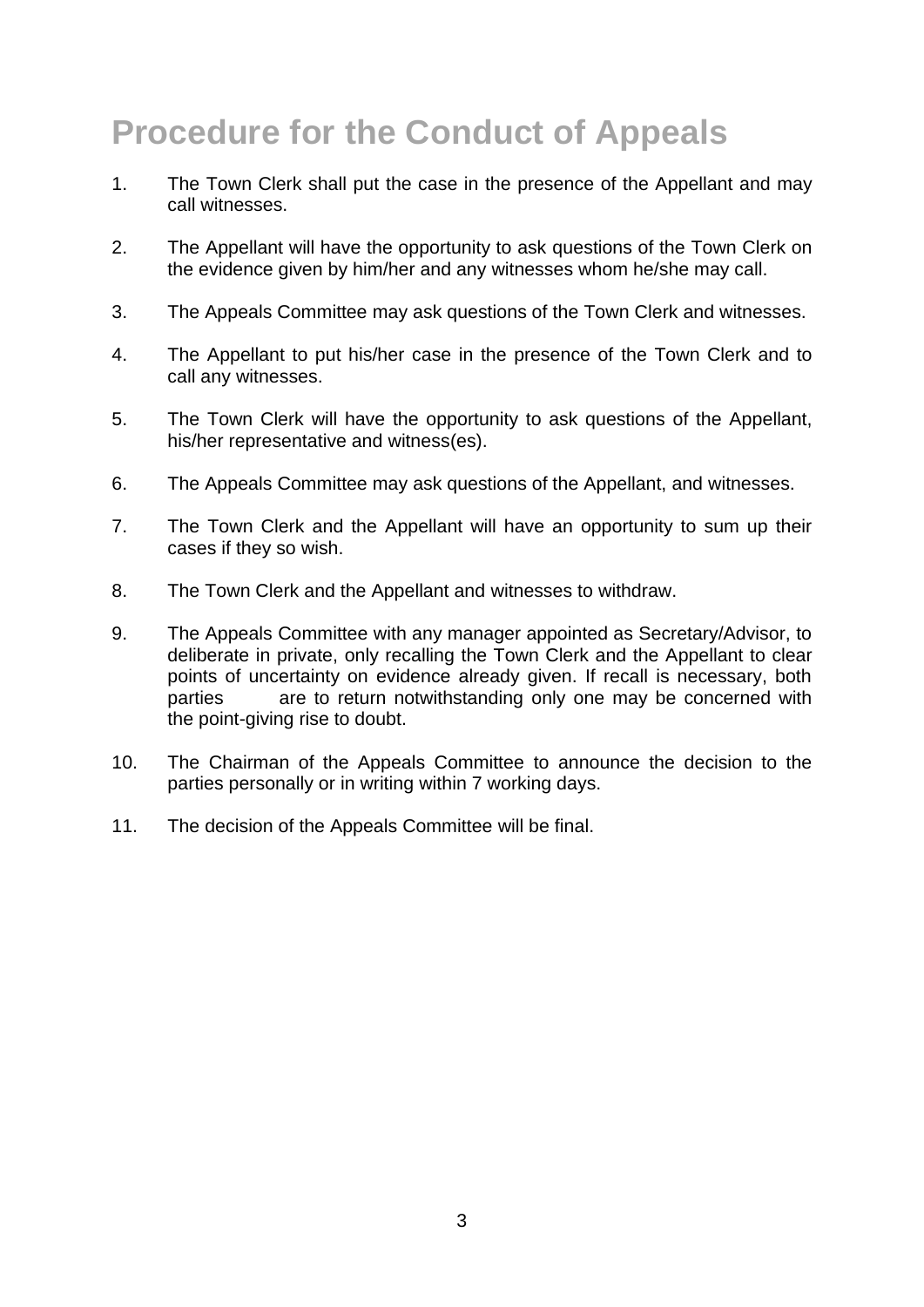# Procedure for the Conduct of Appeals

1. The Town Clerk shall put the case in the presence of the Appellant and may call witnesses.

2. The Appellant will have the opportunity to ask questions of the Town Clerk on the evidence given by him/her and any witnesses whom he/she may call.

3. The Appeals Committee may ask questions of the Town Clerk and witnesses.

4. The Appellant to put his/her case in the presence of the Town Clerk and to call any witnesses.

5. The Town Clerk will have the opportunity to ask questions of the Appellant, his/her representative and witness(es).

6. The Appeals Committee may ask questions of the Appellant, and witnesses.

7. The Town Clerk and the Appellant will have an opportunity to sum up their cases if they so wish.

8. The Town Clerk and the Appellant and witnesses to withdraw.

9. The Appeals Committee with any manager appointed as Secretary/Advisor, to deliberate in private, only recalling the Town Clerk and the Appellant to clear points of uncertainty on evidence already given. If recall is necessary, both parties are to return notwithstanding only one may be concerned with the point-giving rise to doubt.

10. The Chairman of the Appeals Committee to announce the decision to the parties personally or in writing within 7 working days.

11. The decision of the Appeals Committee will be final.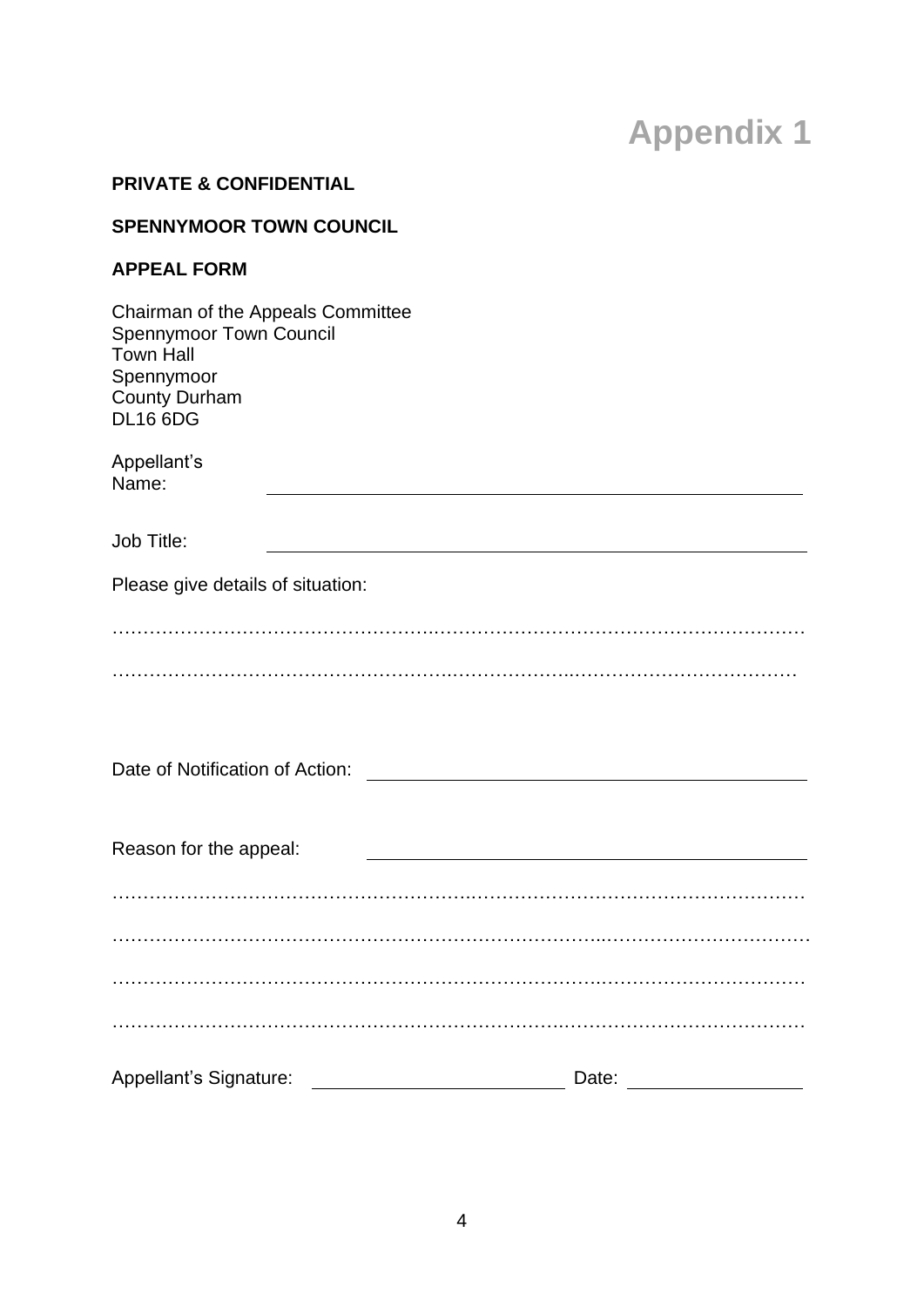# Appendix 1

**PRIVATE & CONFIDENTIAL**

**SPENNYMOOR TOWN COUNCIL**

**APPEAL FORM**

Chairman of the Appeals Committee
Spennymoor Town Council
Town Hall
Spennymoor
County Durham
DL16 6DG

Appellant's Name: ______________________________________________

Job Title: ______________________________________________

Please give details of situation:

……………………………………………………………………………………………

……………………………………………………………………………………………

Date of Notification of Action: ______________________________________

Reason for the appeal: ______________________________________

……………………………………………………………………………………………

……………………………………………………………………………………………

……………………………………………………………………………………………

……………………………………………………………………………………………

Appellant's Signature: ________________________ Date: ________________